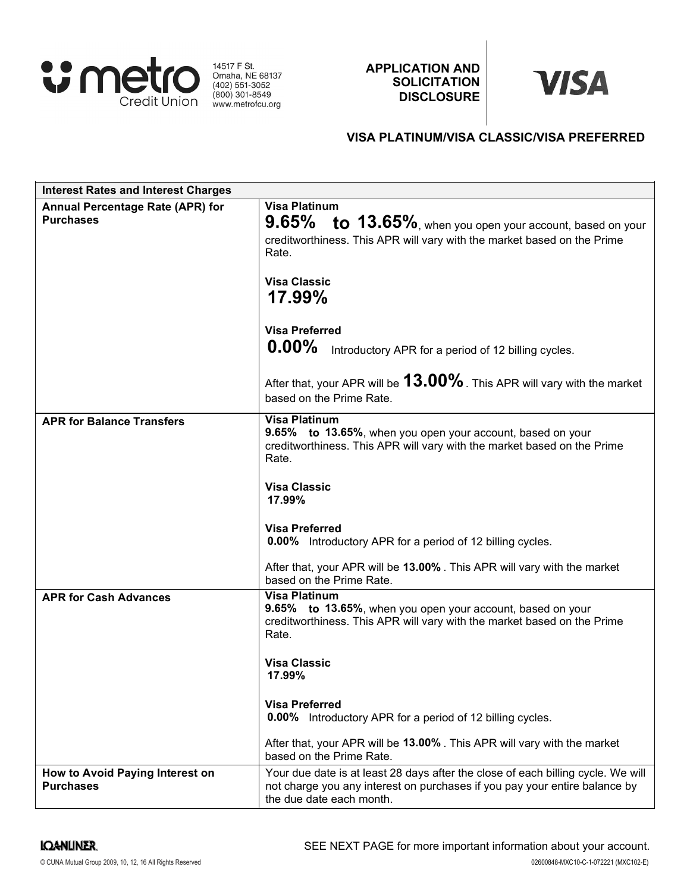**metro** Credit Union

14517 F St.
Omaha, NE 68137
(402) 551-3052
(800) 301-8549
www.metrofcu.org

## APPLICATION AND SOLICITATION DISCLOSURE

**VISA**

### VISA PLATINUM/VISA CLASSIC/VISA PREFERRED

| Interest Rates and Interest Charges | |
|---|---|
| **Annual Percentage Rate (APR) for Purchases** | **Visa Platinum**<br>**9.65% to 13.65%**, when you open your account, based on your creditworthiness. This APR will vary with the market based on the Prime Rate.<br><br>**Visa Classic**<br>**17.99%**<br><br>**Visa Preferred**<br>**0.00%** Introductory APR for a period of 12 billing cycles.<br><br>After that, your APR will be **13.00%**. This APR will vary with the market based on the Prime Rate. |
| **APR for Balance Transfers** | **Visa Platinum**<br>**9.65% to 13.65%**, when you open your account, based on your creditworthiness. This APR will vary with the market based on the Prime Rate.<br><br>**Visa Classic**<br>**17.99%**<br><br>**Visa Preferred**<br>**0.00%** Introductory APR for a period of 12 billing cycles.<br><br>After that, your APR will be **13.00%** . This APR will vary with the market based on the Prime Rate. |
| **APR for Cash Advances** | **Visa Platinum**<br>**9.65% to 13.65%**, when you open your account, based on your creditworthiness. This APR will vary with the market based on the Prime Rate.<br><br>**Visa Classic**<br>**17.99%**<br><br>**Visa Preferred**<br>**0.00%** Introductory APR for a period of 12 billing cycles.<br><br>After that, your APR will be **13.00%** . This APR will vary with the market based on the Prime Rate. |
| **How to Avoid Paying Interest on Purchases** | Your due date is at least 28 days after the close of each billing cycle. We will not charge you any interest on purchases if you pay your entire balance by the due date each month. |

SEE NEXT PAGE for more important information about your account.

LOANLINER.

© CUNA Mutual Group 2009, 10, 12, 16 All Rights Reserved

02600848-MXC10-C-1-072221 (MXC102-E)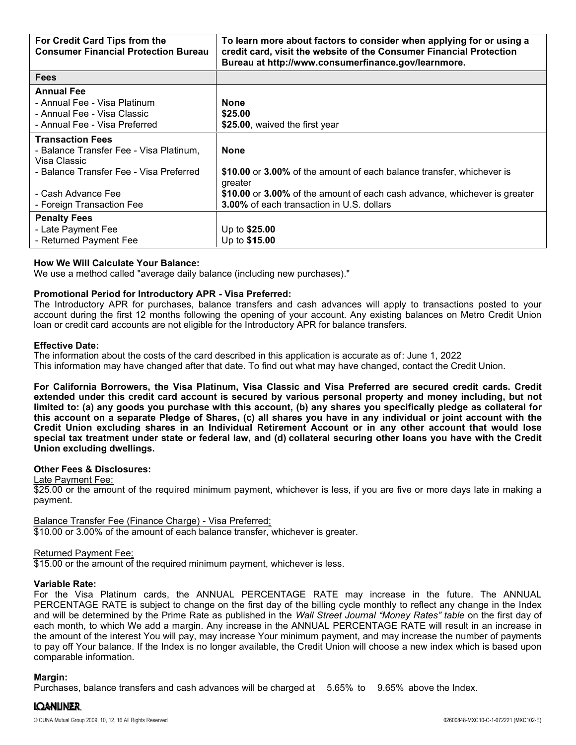| For Credit Card Tips from the Consumer Financial Protection Bureau | To learn more about factors to consider when applying for or using a credit card, visit the website of the Consumer Financial Protection Bureau at http://www.consumerfinance.gov/learnmore. |
|---|---|
| **Fees** | |
| **Annual Fee**<br>- Annual Fee - Visa Platinum<br>- Annual Fee - Visa Classic<br>- Annual Fee - Visa Preferred | <br>**None**<br>**$25.00**<br>**$25.00**, waived the first year |
| **Transaction Fees**<br>- Balance Transfer Fee - Visa Platinum, Visa Classic<br>- Balance Transfer Fee - Visa Preferred<br>- Cash Advance Fee<br>- Foreign Transaction Fee | <br>**None**<br>**$10.00** or **3.00%** of the amount of each balance transfer, whichever is greater<br>**$10.00** or **3.00%** of the amount of each cash advance, whichever is greater<br>**3.00%** of each transaction in U.S. dollars |
| **Penalty Fees**<br>- Late Payment Fee<br>- Returned Payment Fee | <br>Up to **$25.00**<br>Up to **$15.00** |

**How We Will Calculate Your Balance:**
We use a method called "average daily balance (including new purchases)."

**Promotional Period for Introductory APR - Visa Preferred:**
The Introductory APR for purchases, balance transfers and cash advances will apply to transactions posted to your account during the first 12 months following the opening of your account. Any existing balances on Metro Credit Union loan or credit card accounts are not eligible for the Introductory APR for balance transfers.

**Effective Date:**
The information about the costs of the card described in this application is accurate as of: June 1, 2022
This information may have changed after that date. To find out what may have changed, contact the Credit Union.

**For California Borrowers, the Visa Platinum, Visa Classic and Visa Preferred are secured credit cards. Credit extended under this credit card account is secured by various personal property and money including, but not limited to: (a) any goods you purchase with this account, (b) any shares you specifically pledge as collateral for this account on a separate Pledge of Shares, (c) all shares you have in any individual or joint account with the Credit Union excluding shares in an Individual Retirement Account or in any other account that would lose special tax treatment under state or federal law, and (d) collateral securing other loans you have with the Credit Union excluding dwellings.**

**Other Fees & Disclosures:**

Late Payment Fee:
$25.00 or the amount of the required minimum payment, whichever is less, if you are five or more days late in making a payment.

Balance Transfer Fee (Finance Charge) - Visa Preferred:
$10.00 or 3.00% of the amount of each balance transfer, whichever is greater.

Returned Payment Fee:
$15.00 or the amount of the required minimum payment, whichever is less.

**Variable Rate:**
For the Visa Platinum cards, the ANNUAL PERCENTAGE RATE may increase in the future. The ANNUAL PERCENTAGE RATE is subject to change on the first day of the billing cycle monthly to reflect any change in the Index and will be determined by the Prime Rate as published in the *Wall Street Journal "Money Rates" table* on the first day of each month, to which We add a margin. Any increase in the ANNUAL PERCENTAGE RATE will result in an increase in the amount of the interest You will pay, may increase Your minimum payment, and may increase the number of payments to pay off Your balance. If the Index is no longer available, the Credit Union will choose a new index which is based upon comparable information.

**Margin:**
Purchases, balance transfers and cash advances will be charged at 5.65% to 9.65% above the Index.

LOANLINER

© CUNA Mutual Group 2009, 10, 12, 16 All Rights Reserved

02600848-MXC10-C-1-072221 (MXC102-E)